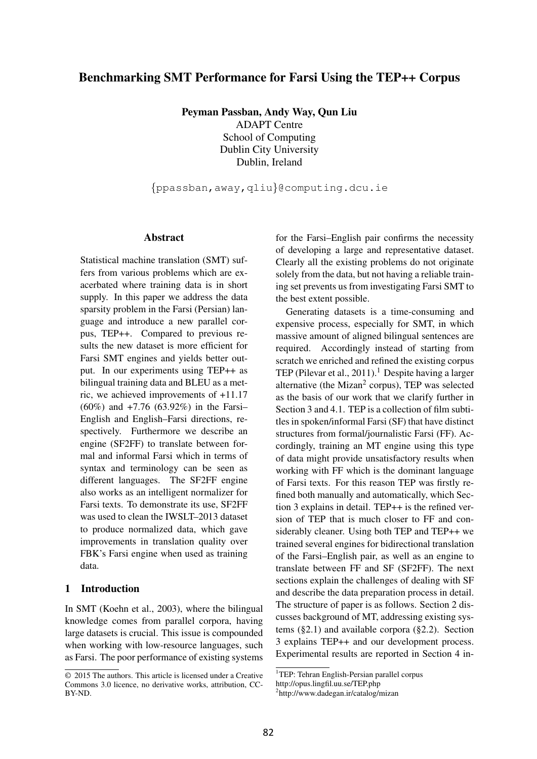# Benchmarking SMT Performance for Farsi Using the TEP++ Corpus

**Peyman Passban, Andy Way, Qun Liu**
ADAPT Centre
School of Computing
Dublin City University
Dublin, Ireland

{ppassban,away,qliu}@computing.dcu.ie

## Abstract

Statistical machine translation (SMT) suffers from various problems which are exacerbated where training data is in short supply. In this paper we address the data sparsity problem in the Farsi (Persian) language and introduce a new parallel corpus, TEP++. Compared to previous results the new dataset is more efficient for Farsi SMT engines and yields better output. In our experiments using TEP++ as bilingual training data and BLEU as a metric, we achieved improvements of +11.17 (60%) and +7.76 (63.92%) in the Farsi–English and English–Farsi directions, respectively. Furthermore we describe an engine (SF2FF) to translate between formal and informal Farsi which in terms of syntax and terminology can be seen as different languages. The SF2FF engine also works as an intelligent normalizer for Farsi texts. To demonstrate its use, SF2FF was used to clean the IWSLT–2013 dataset to produce normalized data, which gave improvements in translation quality over FBK's Farsi engine when used as training data.

## 1 Introduction

In SMT (Koehn et al., 2003), where the bilingual knowledge comes from parallel corpora, having large datasets is crucial. This issue is compounded when working with low-resource languages, such as Farsi. The poor performance of existing systems for the Farsi–English pair confirms the necessity of developing a large and representative dataset. Clearly all the existing problems do not originate solely from the data, but not having a reliable training set prevents us from investigating Farsi SMT to the best extent possible.

Generating datasets is a time-consuming and expensive process, especially for SMT, in which massive amount of aligned bilingual sentences are required. Accordingly instead of starting from scratch we enriched and refined the existing corpus TEP (Pilevar et al., 2011).[1] Despite having a larger alternative (the Mizan[2] corpus), TEP was selected as the basis of our work that we clarify further in Section 3 and 4.1. TEP is a collection of film subtitles in spoken/informal Farsi (SF) that have distinct structures from formal/journalistic Farsi (FF). Accordingly, training an MT engine using this type of data might provide unsatisfactory results when working with FF which is the dominant language of Farsi texts. For this reason TEP was firstly refined both manually and automatically, which Section 3 explains in detail. TEP++ is the refined version of TEP that is much closer to FF and considerably cleaner. Using both TEP and TEP++ we trained several engines for bidirectional translation of the Farsi–English pair, as well as an engine to translate between FF and SF (SF2FF). The next sections explain the challenges of dealing with SF and describe the data preparation process in detail. The structure of paper is as follows. Section 2 discusses background of MT, addressing existing systems (§2.1) and available corpora (§2.2). Section 3 explains TEP++ and our development process. Experimental results are reported in Section 4 in-

© 2015 The authors. This article is licensed under a Creative Commons 3.0 licence, no derivative works, attribution, CC-BY-ND.

[1] TEP: Tehran English-Persian parallel corpus http://opus.lingfil.uu.se/TEP.php

[2] http://www.dadegan.ir/catalog/mizan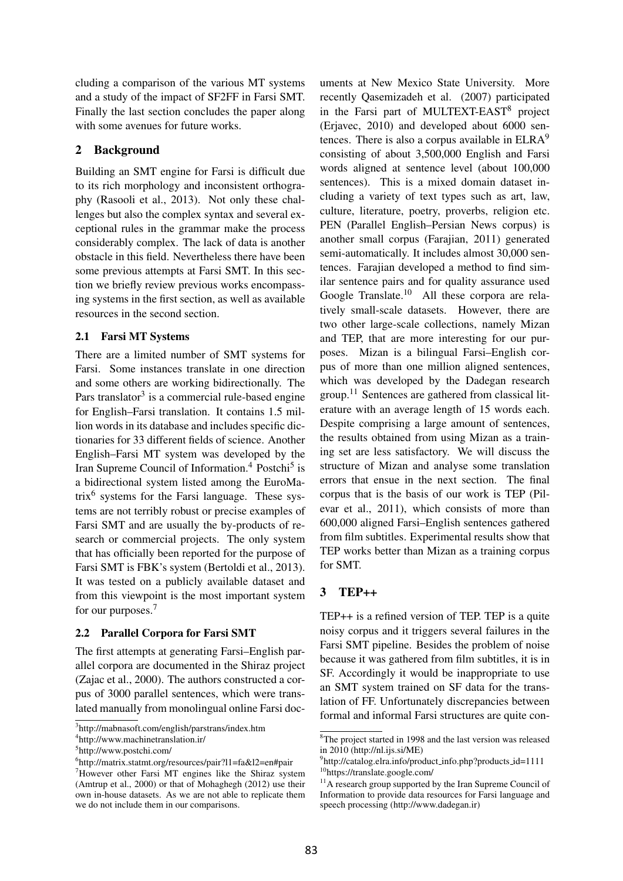cluding a comparison of the various MT systems and a study of the impact of SF2FF in Farsi SMT. Finally the last section concludes the paper along with some avenues for future works.

## 2 Background

Building an SMT engine for Farsi is difficult due to its rich morphology and inconsistent orthography (Rasooli et al., 2013). Not only these challenges but also the complex syntax and several exceptional rules in the grammar make the process considerably complex. The lack of data is another obstacle in this field. Nevertheless there have been some previous attempts at Farsi SMT. In this section we briefly review previous works encompassing systems in the first section, as well as available resources in the second section.

### 2.1 Farsi MT Systems

There are a limited number of SMT systems for Farsi. Some instances translate in one direction and some others are working bidirectionally. The Pars translator[3] is a commercial rule-based engine for English–Farsi translation. It contains 1.5 million words in its database and includes specific dictionaries for 33 different fields of science. Another English–Farsi MT system was developed by the Iran Supreme Council of Information.[4] Postchi[5] is a bidirectional system listed among the EuroMatrix[6] systems for the Farsi language. These systems are not terribly robust or precise examples of Farsi SMT and are usually the by-products of research or commercial projects. The only system that has officially been reported for the purpose of Farsi SMT is FBK's system (Bertoldi et al., 2013). It was tested on a publicly available dataset and from this viewpoint is the most important system for our purposes.[7]

### 2.2 Parallel Corpora for Farsi SMT

The first attempts at generating Farsi–English parallel corpora are documented in the Shiraz project (Zajac et al., 2000). The authors constructed a corpus of 3000 parallel sentences, which were translated manually from monolingual online Farsi documents at New Mexico State University. More recently Qasemizadeh et al. (2007) participated in the Farsi part of MULTEXT-EAST[8] project (Erjavec, 2010) and developed about 6000 sentences. There is also a corpus available in ELRA[9] consisting of about 3,500,000 English and Farsi words aligned at sentence level (about 100,000 sentences). This is a mixed domain dataset including a variety of text types such as art, law, culture, literature, poetry, proverbs, religion etc. PEN (Parallel English–Persian News corpus) is another small corpus (Farajian, 2011) generated semi-automatically. It includes almost 30,000 sentences. Farajian developed a method to find similar sentence pairs and for quality assurance used Google Translate.[10] All these corpora are relatively small-scale datasets. However, there are two other large-scale collections, namely Mizan and TEP, that are more interesting for our purposes. Mizan is a bilingual Farsi–English corpus of more than one million aligned sentences, which was developed by the Dadegan research group.[11] Sentences are gathered from classical literature with an average length of 15 words each. Despite comprising a large amount of sentences, the results obtained from using Mizan as a training set are less satisfactory. We will discuss the structure of Mizan and analyse some translation errors that ensue in the next section. The final corpus that is the basis of our work is TEP (Pilevar et al., 2011), which consists of more than 600,000 aligned Farsi–English sentences gathered from film subtitles. Experimental results show that TEP works better than Mizan as a training corpus for SMT.

## 3 TEP++

TEP++ is a refined version of TEP. TEP is a quite noisy corpus and it triggers several failures in the Farsi SMT pipeline. Besides the problem of noise because it was gathered from film subtitles, it is in SF. Accordingly it would be inappropriate to use an SMT system trained on SF data for the translation of FF. Unfortunately discrepancies between formal and informal Farsi structures are quite con-

---

[3] http://mabnasoft.com/english/parstrans/index.htm

[4] http://www.machinetranslation.ir/

[5] http://www.postchi.com/

[6] http://matrix.statmt.org/resources/pair?l1=fa&l2=en#pair

[7] However other Farsi MT engines like the Shiraz system (Amtrup et al., 2000) or that of Mohaghegh (2012) use their own in-house datasets. As we are not able to replicate them we do not include them in our comparisons.

[8] The project started in 1998 and the last version was released in 2010 (http://nl.ijs.si/ME)

[9] http://catalog.elra.info/product_info.php?products_id=1111

[10] https://translate.google.com/

[11] A research group supported by the Iran Supreme Council of Information to provide data resources for Farsi language and speech processing (http://www.dadegan.ir)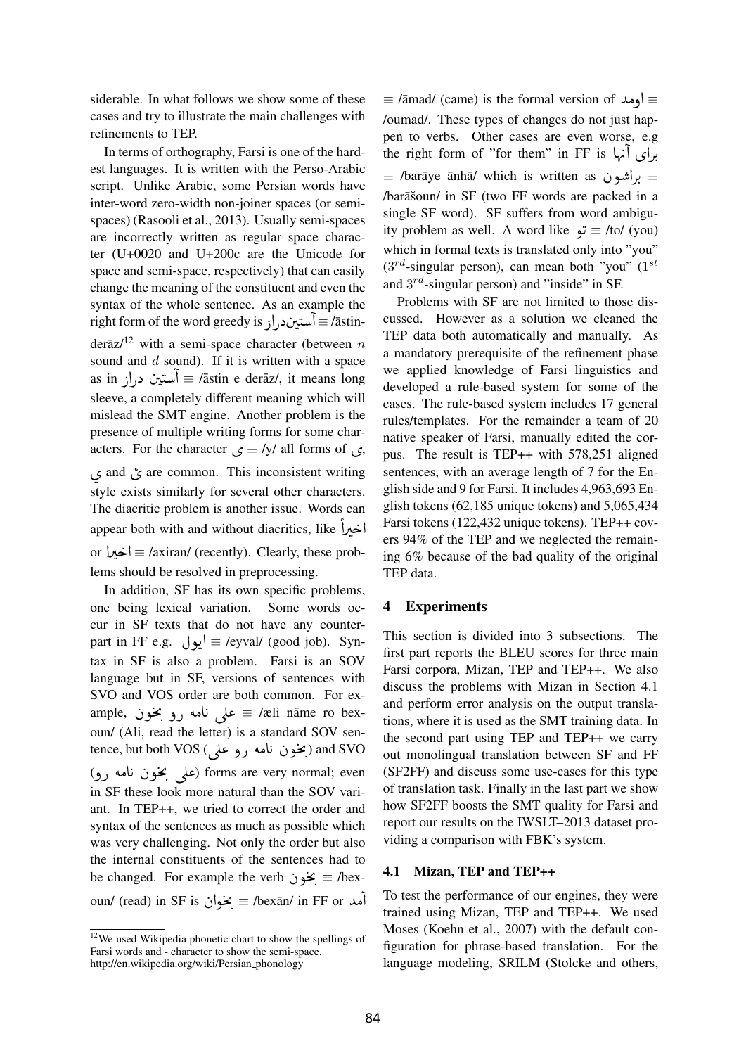siderable. In what follows we show some of these cases and try to illustrate the main challenges with refinements to TEP.

In terms of orthography, Farsi is one of the hardest languages. It is written with the Perso-Arabic script. Unlike Arabic, some Persian words have inter-word zero-width non-joiner spaces (or semi-spaces) (Rasooli et al., 2013). Usually semi-spaces are incorrectly written as regular space character (U+0020 and U+200c are the Unicode for space and semi-space, respectively) that can easily change the meaning of the constituent and even the syntax of the whole sentence. As an example the right form of the word greedy is آستین‌دراز ≡ /āstin-derāz/[12] with a semi-space character (between $n$ sound and $d$ sound). If it is written with a space as in آستین دراز ≡ /āstin e derāz/, it means long sleeve, a completely different meaning which will mislead the SMT engine. Another problem is the presence of multiple writing forms for some characters. For the character ی ≡ /y/ all forms of ى, ي and ئ are common. This inconsistent writing style exists similarly for several other characters. The diacritic problem is another issue. Words can appear both with and without diacritics, like اخیراً or اخیرا ≡ /axiran/ (recently). Clearly, these problems should be resolved in preprocessing.

In addition, SF has its own specific problems, one being lexical variation. Some words occur in SF texts that do not have any counterpart in FF e.g. ایول ≡ /eyval/ (good job). Syntax in SF is also a problem. Farsi is an SOV language but in SF, versions of sentences with SVO and VOS order are both common. For example, علی نامه رو بخون ≡ /æli nāme ro bexoun/ (Ali, read the letter) is a standard SOV sentence, but both VOS (بخون نامه رو علی) and SVO (علی بخون نامه رو) forms are very normal; even in SF these look more natural than the SOV variant. In TEP++, we tried to correct the order and syntax of the sentences as much as possible which was very challenging. Not only the order but also the internal constituents of the sentences had to be changed. For example the verb بخون ≡ /bexoun/ (read) in SF is بخوان ≡ /bexān/ in FF or آمد ≡ /āmad/ (came) is the formal version of اومد ≡ /oumad/. These types of changes do not just happen to verbs. Other cases are even worse, e.g the right form of "for them" in FF is برای آنها ≡ /barāye ānhā/ which is written as براشون ≡ /barāšoun/ in SF (two FF words are packed in a single SF word). SF suffers from word ambiguity problem as well. A word like تو ≡ /to/ (you) which in formal texts is translated only into "you" ($3^{rd}$-singular person), can mean both "you" ($1^{st}$ and $3^{rd}$-singular person) and "inside" in SF.

Problems with SF are not limited to those discussed. However as a solution we cleaned the TEP data both automatically and manually. As a mandatory prerequisite of the refinement phase we applied knowledge of Farsi linguistics and developed a rule-based system for some of the cases. The rule-based system includes 17 general rules/templates. For the remainder a team of 20 native speaker of Farsi, manually edited the corpus. The result is TEP++ with 578,251 aligned sentences, with an average length of 7 for the English side and 9 for Farsi. It includes 4,963,693 English tokens (62,185 unique tokens) and 5,065,434 Farsi tokens (122,432 unique tokens). TEP++ covers 94% of the TEP and we neglected the remaining 6% because of the bad quality of the original TEP data.

## 4 Experiments

This section is divided into 3 subsections. The first part reports the BLEU scores for three main Farsi corpora, Mizan, TEP and TEP++. We also discuss the problems with Mizan in Section 4.1 and perform error analysis on the output translations, where it is used as the SMT training data. In the second part using TEP and TEP++ we carry out monolingual translation between SF and FF (SF2FF) and discuss some use-cases for this type of translation task. Finally in the last part we show how SF2FF boosts the SMT quality for Farsi and report our results on the IWSLT–2013 dataset providing a comparison with FBK's system.

### 4.1 Mizan, TEP and TEP++

To test the performance of our engines, they were trained using Mizan, TEP and TEP++. We used Moses (Koehn et al., 2007) with the default configuration for phrase-based translation. For the language modeling, SRILM (Stolcke and others,

[12] We used Wikipedia phonetic chart to show the spellings of Farsi words and - character to show the semi-space. http://en.wikipedia.org/wiki/Persian_phonology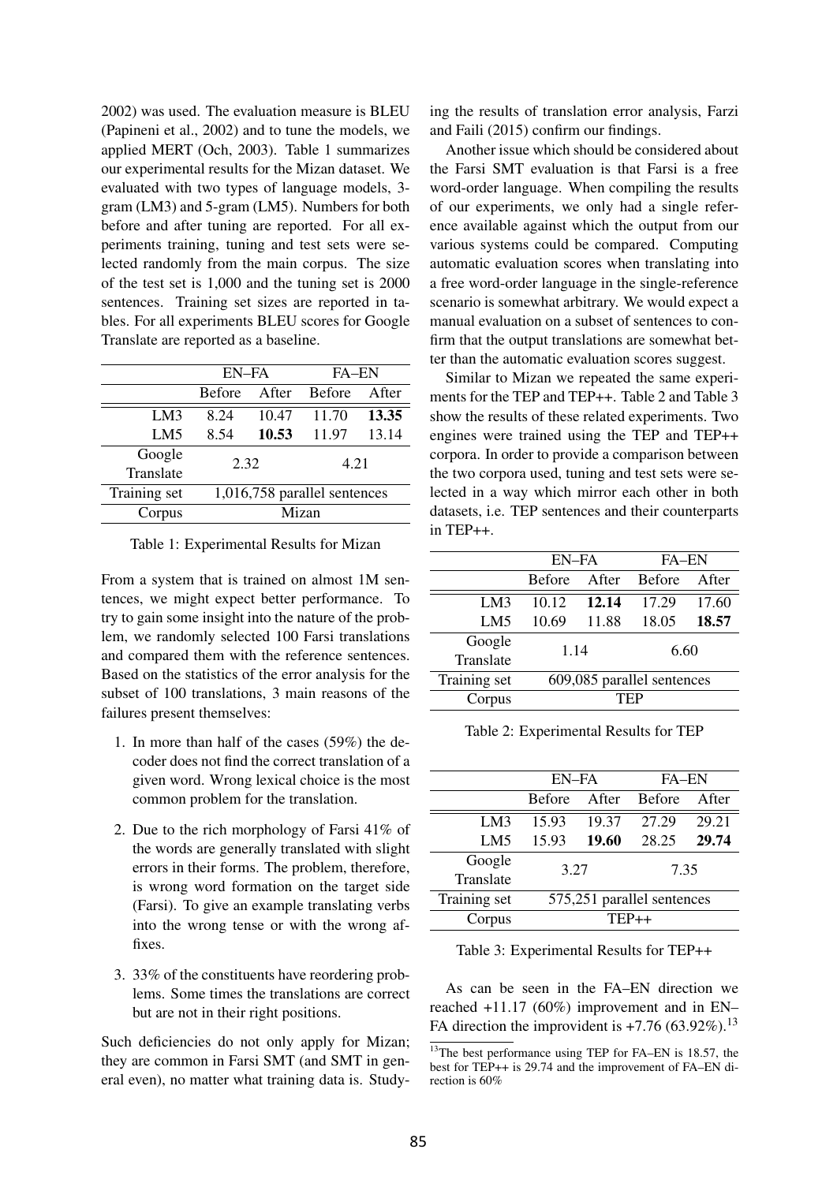2002) was used. The evaluation measure is BLEU (Papineni et al., 2002) and to tune the models, we applied MERT (Och, 2003). Table 1 summarizes our experimental results for the Mizan dataset. We evaluated with two types of language models, 3-gram (LM3) and 5-gram (LM5). Numbers for both before and after tuning are reported. For all experiments training, tuning and test sets were selected randomly from the main corpus. The size of the test set is 1,000 and the tuning set is 2000 sentences. Training set sizes are reported in tables. For all experiments BLEU scores for Google Translate are reported as a baseline.

| | EN–FA | | FA–EN | |
|---|---|---|---|---|
| | Before | After | Before | After |
| LM3 | 8.24 | 10.47 | 11.70 | **13.35** |
| LM5 | 8.54 | **10.53** | 11.97 | 13.14 |
| Google Translate | 2.32 | | 4.21 | |
| Training set | 1,016,758 parallel sentences | | | |
| Corpus | Mizan | | | |

Table 1: Experimental Results for Mizan

From a system that is trained on almost 1M sentences, we might expect better performance. To try to gain some insight into the nature of the problem, we randomly selected 100 Farsi translations and compared them with the reference sentences. Based on the statistics of the error analysis for the subset of 100 translations, 3 main reasons of the failures present themselves:

1. In more than half of the cases (59%) the decoder does not find the correct translation of a given word. Wrong lexical choice is the most common problem for the translation.
2. Due to the rich morphology of Farsi 41% of the words are generally translated with slight errors in their forms. The problem, therefore, is wrong word formation on the target side (Farsi). To give an example translating verbs into the wrong tense or with the wrong affixes.
3. 33% of the constituents have reordering problems. Some times the translations are correct but are not in their right positions.

Such deficiencies do not only apply for Mizan; they are common in Farsi SMT (and SMT in general even), no matter what training data is. Studying the results of translation error analysis, Farzi and Faili (2015) confirm our findings.

Another issue which should be considered about the Farsi SMT evaluation is that Farsi is a free word-order language. When compiling the results of our experiments, we only had a single reference available against which the output from our various systems could be compared. Computing automatic evaluation scores when translating into a free word-order language in the single-reference scenario is somewhat arbitrary. We would expect a manual evaluation on a subset of sentences to confirm that the output translations are somewhat better than the automatic evaluation scores suggest.

Similar to Mizan we repeated the same experiments for the TEP and TEP++. Table 2 and Table 3 show the results of these related experiments. Two engines were trained using the TEP and TEP++ corpora. In order to provide a comparison between the two corpora used, tuning and test sets were selected in a way which mirror each other in both datasets, i.e. TEP sentences and their counterparts in TEP++.

| | EN–FA | | FA–EN | |
|---|---|---|---|---|
| | Before | After | Before | After |
| LM3 | 10.12 | **12.14** | 17.29 | 17.60 |
| LM5 | 10.69 | 11.88 | 18.05 | **18.57** |
| Google Translate | 1.14 | | 6.60 | |
| Training set | 609,085 parallel sentences | | | |
| Corpus | TEP | | | |

Table 2: Experimental Results for TEP

| | EN–FA | | FA–EN | |
|---|---|---|---|---|
| | Before | After | Before | After |
| LM3 | 15.93 | 19.37 | 27.29 | 29.21 |
| LM5 | 15.93 | **19.60** | 28.25 | **29.74** |
| Google Translate | 3.27 | | 7.35 | |
| Training set | 575,251 parallel sentences | | | |
| Corpus | TEP++ | | | |

Table 3: Experimental Results for TEP++

As can be seen in the FA–EN direction we reached +11.17 (60%) improvement and in EN–FA direction the improvident is +7.76 (63.92%).[13]

[13] The best performance using TEP for FA–EN is 18.57, the best for TEP++ is 29.74 and the improvement of FA–EN direction is 60%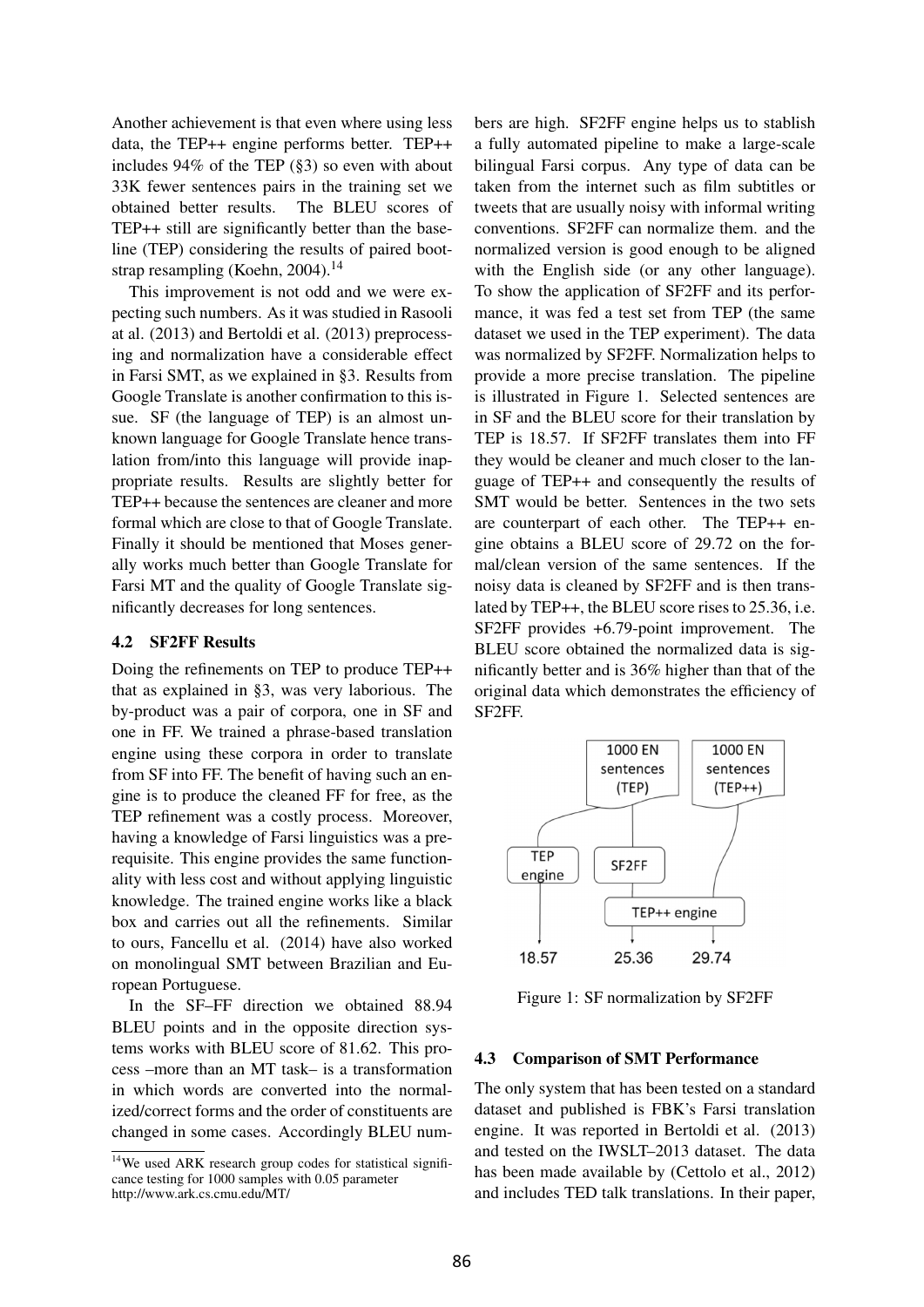Another achievement is that even where using less data, the TEP++ engine performs better. TEP++ includes 94% of the TEP (§3) so even with about 33K fewer sentences pairs in the training set we obtained better results. The BLEU scores of TEP++ still are significantly better than the baseline (TEP) considering the results of paired bootstrap resampling (Koehn, 2004).[14]

This improvement is not odd and we were expecting such numbers. As it was studied in Rasooli at al. (2013) and Bertoldi et al. (2013) preprocessing and normalization have a considerable effect in Farsi SMT, as we explained in §3. Results from Google Translate is another confirmation to this issue. SF (the language of TEP) is an almost unknown language for Google Translate hence translation from/into this language will provide inappropriate results. Results are slightly better for TEP++ because the sentences are cleaner and more formal which are close to that of Google Translate. Finally it should be mentioned that Moses generally works much better than Google Translate for Farsi MT and the quality of Google Translate significantly decreases for long sentences.

### 4.2 SF2FF Results

Doing the refinements on TEP to produce TEP++ that as explained in §3, was very laborious. The by-product was a pair of corpora, one in SF and one in FF. We trained a phrase-based translation engine using these corpora in order to translate from SF into FF. The benefit of having such an engine is to produce the cleaned FF for free, as the TEP refinement was a costly process. Moreover, having a knowledge of Farsi linguistics was a prerequisite. This engine provides the same functionality with less cost and without applying linguistic knowledge. The trained engine works like a black box and carries out all the refinements. Similar to ours, Fancellu et al. (2014) have also worked on monolingual SMT between Brazilian and European Portuguese.

In the SF–FF direction we obtained 88.94 BLEU points and in the opposite direction systems works with BLEU score of 81.62. This process –more than an MT task– is a transformation in which words are converted into the normalized/correct forms and the order of constituents are changed in some cases. Accordingly BLEU numbers are high. SF2FF engine helps us to stablish a fully automated pipeline to make a large-scale bilingual Farsi corpus. Any type of data can be taken from the internet such as film subtitles or tweets that are usually noisy with informal writing conventions. SF2FF can normalize them. and the normalized version is good enough to be aligned with the English side (or any other language). To show the application of SF2FF and its performance, it was fed a test set from TEP (the same dataset we used in the TEP experiment). The data was normalized by SF2FF. Normalization helps to provide a more precise translation. The pipeline is illustrated in Figure 1. Selected sentences are in SF and the BLEU score for their translation by TEP is 18.57. If SF2FF translates them into FF they would be cleaner and much closer to the language of TEP++ and consequently the results of SMT would be better. Sentences in the two sets are counterpart of each other. The TEP++ engine obtains a BLEU score of 29.72 on the formal/clean version of the same sentences. If the noisy data is cleaned by SF2FF and is then translated by TEP++, the BLEU score rises to 25.36, i.e. SF2FF provides +6.79-point improvement. The BLEU score obtained the normalized data is significantly better and is 36% higher than that of the original data which demonstrates the efficiency of SF2FF.

1000 EN sentences (TEP) | 1000 EN sentences (TEP++)

TEP engine | SF2FF | TEP++ engine

18.57 | 25.36 | 29.74

Figure 1: SF normalization by SF2FF

### 4.3 Comparison of SMT Performance

The only system that has been tested on a standard dataset and published is FBK's Farsi translation engine. It was reported in Bertoldi et al. (2013) and tested on the IWSLT–2013 dataset. The data has been made available by (Cettolo et al., 2012) and includes TED talk translations. In their paper,

[14] We used ARK research group codes for statistical significance testing for 1000 samples with 0.05 parameter http://www.ark.cs.cmu.edu/MT/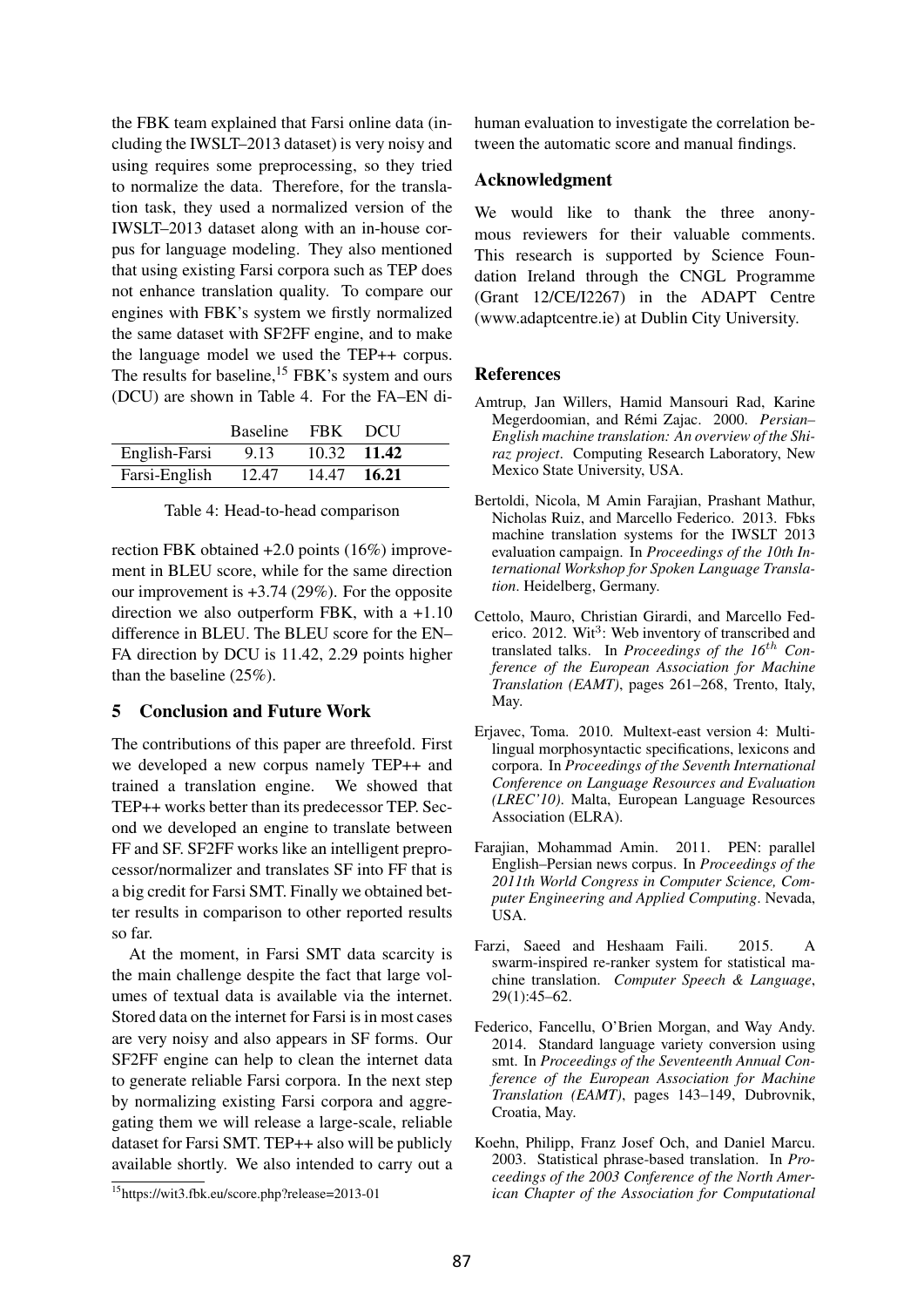the FBK team explained that Farsi online data (including the IWSLT–2013 dataset) is very noisy and using requires some preprocessing, so they tried to normalize the data. Therefore, for the translation task, they used a normalized version of the IWSLT–2013 dataset along with an in-house corpus for language modeling. They also mentioned that using existing Farsi corpora such as TEP does not enhance translation quality. To compare our engines with FBK's system we firstly normalized the same dataset with SF2FF engine, and to make the language model we used the TEP++ corpus. The results for baseline,[15] FBK's system and ours (DCU) are shown in Table 4. For the FA–EN direction FBK obtained +2.0 points (16%) improvement in BLEU score, while for the same direction our improvement is +3.74 (29%). For the opposite direction we also outperform FBK, with a +1.10 difference in BLEU. The BLEU score for the EN–FA direction by DCU is 11.42, 2.29 points higher than the baseline (25%).

| | Baseline | FBK | DCU |
|---|---|---|---|
| English-Farsi | 9.13 | 10.32 | **11.42** |
| Farsi-English | 12.47 | 14.47 | **16.21** |

Table 4: Head-to-head comparison

## 5 Conclusion and Future Work

The contributions of this paper are threefold. First we developed a new corpus namely TEP++ and trained a translation engine. We showed that TEP++ works better than its predecessor TEP. Second we developed an engine to translate between FF and SF. SF2FF works like an intelligent preprocessor/normalizer and translates SF into FF that is a big credit for Farsi SMT. Finally we obtained better results in comparison to other reported results so far.

At the moment, in Farsi SMT data scarcity is the main challenge despite the fact that large volumes of textual data is available via the internet. Stored data on the internet for Farsi is in most cases are very noisy and also appears in SF forms. Our SF2FF engine can help to clean the internet data to generate reliable Farsi corpora. In the next step by normalizing existing Farsi corpora and aggregating them we will release a large-scale, reliable dataset for Farsi SMT. TEP++ also will be publicly available shortly. We also intended to carry out a human evaluation to investigate the correlation between the automatic score and manual findings.

[15] https://wit3.fbk.eu/score.php?release=2013-01

## Acknowledgment

We would like to thank the three anonymous reviewers for their valuable comments. This research is supported by Science Foundation Ireland through the CNGL Programme (Grant 12/CE/I2267) in the ADAPT Centre (www.adaptcentre.ie) at Dublin City University.

## References

Amtrup, Jan Willers, Hamid Mansouri Rad, Karine Megerdoomian, and Rémi Zajac. 2000. *Persian–English machine translation: An overview of the Shiraz project*. Computing Research Laboratory, New Mexico State University, USA.

Bertoldi, Nicola, M Amin Farajian, Prashant Mathur, Nicholas Ruiz, and Marcello Federico. 2013. Fbks machine translation systems for the IWSLT 2013 evaluation campaign. In *Proceedings of the 10th International Workshop for Spoken Language Translation*. Heidelberg, Germany.

Cettolo, Mauro, Christian Girardi, and Marcello Federico. 2012. Wit$^3$: Web inventory of transcribed and translated talks. In *Proceedings of the 16$^{th}$ Conference of the European Association for Machine Translation (EAMT)*, pages 261–268, Trento, Italy, May.

Erjavec, Toma. 2010. Multext-east version 4: Multilingual morphosyntactic specifications, lexicons and corpora. In *Proceedings of the Seventh International Conference on Language Resources and Evaluation (LREC'10)*. Malta, European Language Resources Association (ELRA).

Farajian, Mohammad Amin. 2011. PEN: parallel English–Persian news corpus. In *Proceedings of the 2011th World Congress in Computer Science, Computer Engineering and Applied Computing*. Nevada, USA.

Farzi, Saeed and Heshaam Faili. 2015. A swarm-inspired re-ranker system for statistical machine translation. *Computer Speech & Language*, 29(1):45–62.

Federico, Fancellu, O'Brien Morgan, and Way Andy. 2014. Standard language variety conversion using smt. In *Proceedings of the Seventeenth Annual Conference of the European Association for Machine Translation (EAMT)*, pages 143–149, Dubrovnik, Croatia, May.

Koehn, Philipp, Franz Josef Och, and Daniel Marcu. 2003. Statistical phrase-based translation. In *Proceedings of the 2003 Conference of the North American Chapter of the Association for Computational*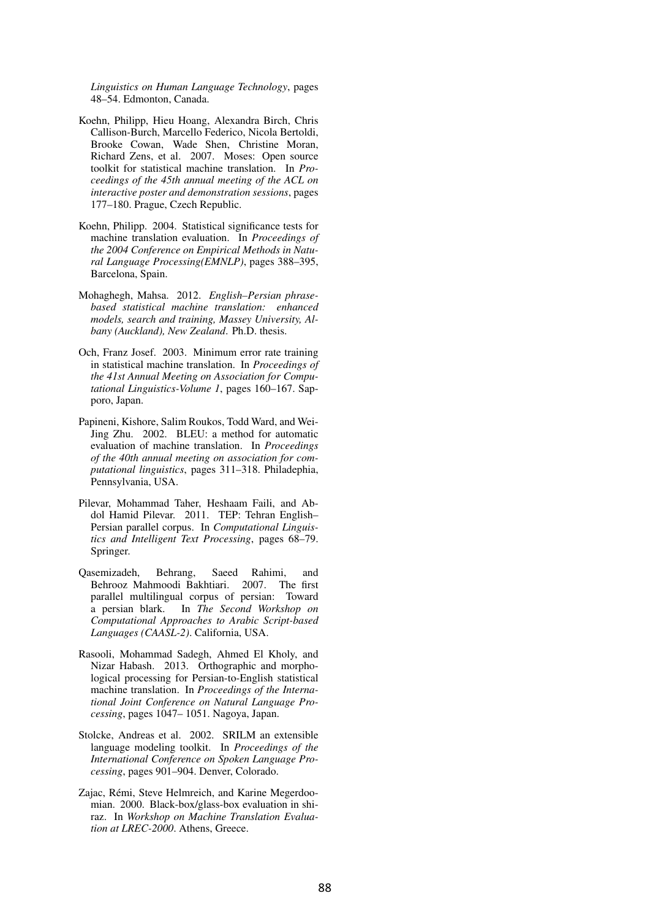*Linguistics on Human Language Technology*, pages 48–54. Edmonton, Canada.

Koehn, Philipp, Hieu Hoang, Alexandra Birch, Chris Callison-Burch, Marcello Federico, Nicola Bertoldi, Brooke Cowan, Wade Shen, Christine Moran, Richard Zens, et al. 2007. Moses: Open source toolkit for statistical machine translation. In *Proceedings of the 45th annual meeting of the ACL on interactive poster and demonstration sessions*, pages 177–180. Prague, Czech Republic.

Koehn, Philipp. 2004. Statistical significance tests for machine translation evaluation. In *Proceedings of the 2004 Conference on Empirical Methods in Natural Language Processing(EMNLP)*, pages 388–395, Barcelona, Spain.

Mohaghegh, Mahsa. 2012. *English–Persian phrase-based statistical machine translation: enhanced models, search and training, Massey University, Albany (Auckland), New Zealand*. Ph.D. thesis.

Och, Franz Josef. 2003. Minimum error rate training in statistical machine translation. In *Proceedings of the 41st Annual Meeting on Association for Computational Linguistics-Volume 1*, pages 160–167. Sapporo, Japan.

Papineni, Kishore, Salim Roukos, Todd Ward, and Wei-Jing Zhu. 2002. BLEU: a method for automatic evaluation of machine translation. In *Proceedings of the 40th annual meeting on association for computational linguistics*, pages 311–318. Philadephia, Pennsylvania, USA.

Pilevar, Mohammad Taher, Heshaam Faili, and Abdol Hamid Pilevar. 2011. TEP: Tehran English–Persian parallel corpus. In *Computational Linguistics and Intelligent Text Processing*, pages 68–79. Springer.

Qasemizadeh, Behrang, Saeed Rahimi, and Behrooz Mahmoodi Bakhtiari. 2007. The first parallel multilingual corpus of persian: Toward a persian blark. In *The Second Workshop on Computational Approaches to Arabic Script-based Languages (CAASL-2)*. California, USA.

Rasooli, Mohammad Sadegh, Ahmed El Kholy, and Nizar Habash. 2013. Orthographic and morphological processing for Persian-to-English statistical machine translation. In *Proceedings of the International Joint Conference on Natural Language Processing*, pages 1047– 1051. Nagoya, Japan.

Stolcke, Andreas et al. 2002. SRILM an extensible language modeling toolkit. In *Proceedings of the International Conference on Spoken Language Processing*, pages 901–904. Denver, Colorado.

Zajac, Rémi, Steve Helmreich, and Karine Megerdoomian. 2000. Black-box/glass-box evaluation in shiraz. In *Workshop on Machine Translation Evaluation at LREC-2000*. Athens, Greece.